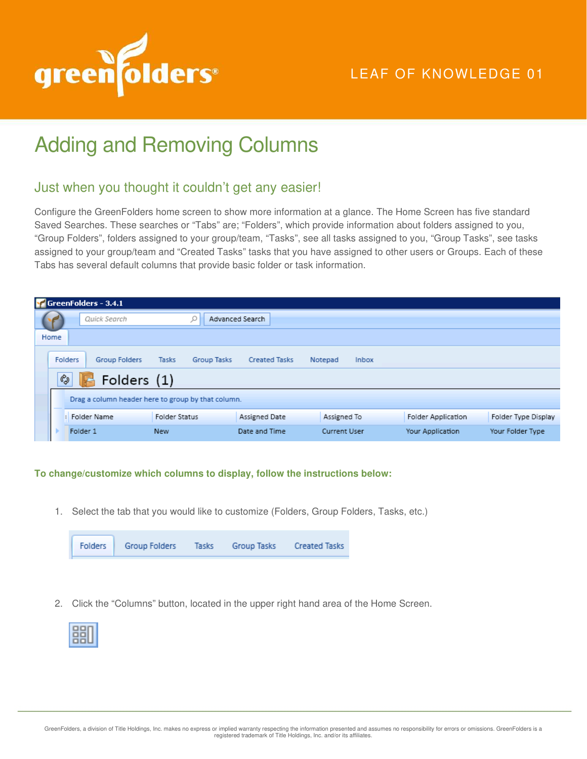LEAF OF KNOWLEDGE 01

# Adding and Removing Columns

## Just when you thought it couldn't get any easier!

Configure the GreenFolders home screen to show more information at a glance. The Home Screen has five standard Saved Searches. These searches or "Tabs" are; "Folders", which provide information about folders assigned to you, "Group Folders", folders assigned to your group/team, "Tasks", see all tasks assigned to you, "Group Tasks", see tasks assigned to your group/team and "Created Tasks" tasks that you have assigned to other users or Groups. Each of these Tabs has several default columns that provide basic folder or task information.

**To change/customize which columns to display, follow the instructions below:**

1. Select the tab that you would like to customize (Folders, Group Folders, Tasks, etc.)

2. Click the "Columns" button, located in the upper right hand area of the Home Screen.

GreenFolders, a division of Title Holdings, Inc. makes no express or implied warranty respecting the information presented and assumes no responsibility for errors or omissions. GreenFolders is a registered trademark of Title Holdings, Inc. and/or its affiliates.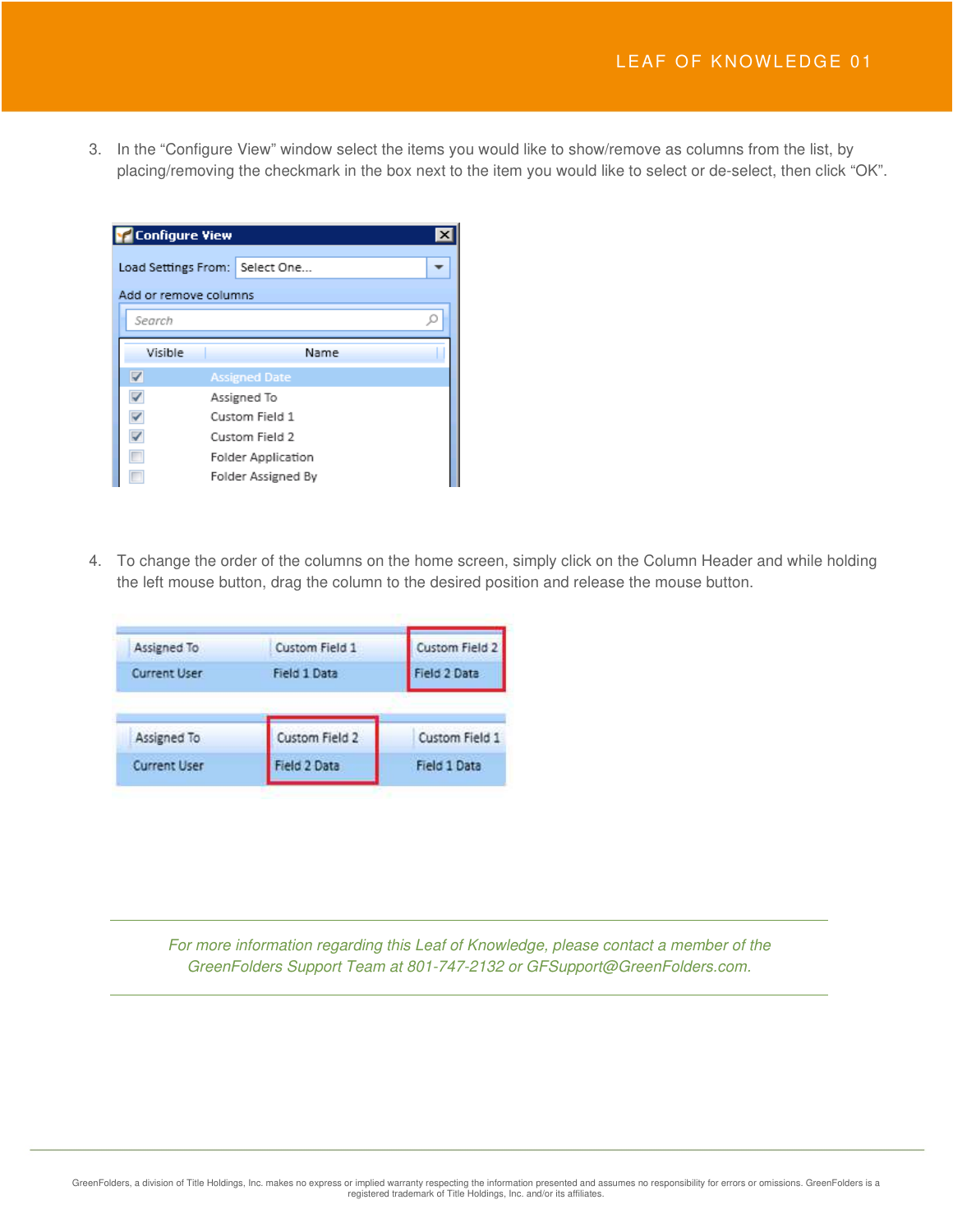3. In the "Configure View" window select the items you would like to show/remove as columns from the list, by placing/removing the checkmark in the box next to the item you would like to select or de-select, then click "OK".

4. To change the order of the columns on the home screen, simply click on the Column Header and while holding the left mouse button, drag the column to the desired position and release the mouse button.

---

*For more information regarding this Leaf of Knowledge, please contact a member of the GreenFolders Support Team at 801-747-2132 or GFSupport@GreenFolders.com.*

---

GreenFolders, a division of Title Holdings, Inc. makes no express or implied warranty respecting the information presented and assumes no responsibility for errors or omissions. GreenFolders is a registered trademark of Title Holdings, Inc. and/or its affiliates.